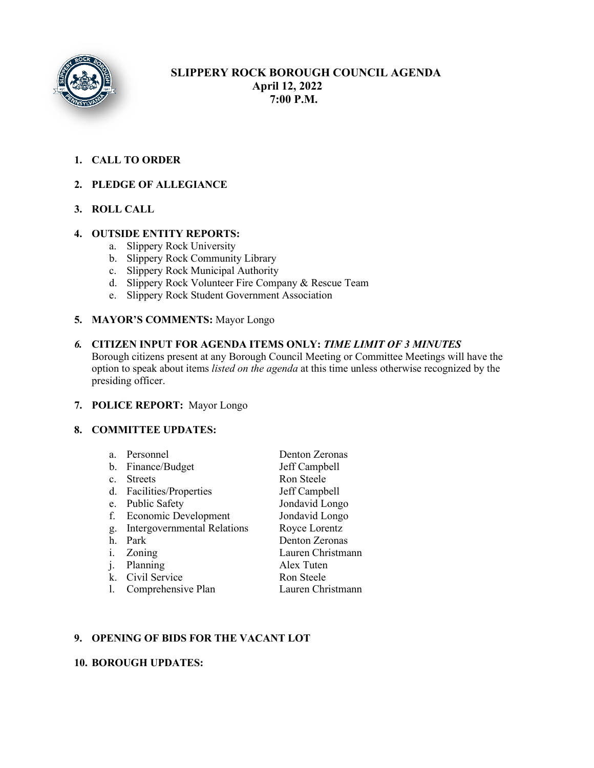# SLIPPERY ROCK BOROUGH COUNCIL AGENDA
**April 12, 2022**
**7:00 P.M.**

1. **CALL TO ORDER**

2. **PLEDGE OF ALLEGIANCE**

3. **ROLL CALL**

4. **OUTSIDE ENTITY REPORTS:**
   a. Slippery Rock University
   b. Slippery Rock Community Library
   c. Slippery Rock Municipal Authority
   d. Slippery Rock Volunteer Fire Company & Rescue Team
   e. Slippery Rock Student Government Association

5. **MAYOR'S COMMENTS:** Mayor Longo

6. **CITIZEN INPUT FOR AGENDA ITEMS ONLY:** ***TIME LIMIT OF 3 MINUTES***
   Borough citizens present at any Borough Council Meeting or Committee Meetings will have the option to speak about items *listed on the agenda* at this time unless otherwise recognized by the presiding officer.

7. **POLICE REPORT:** Mayor Longo

8. **COMMITTEE UPDATES:**

| | |
|---|---|
| a. Personnel | Denton Zeronas |
| b. Finance/Budget | Jeff Campbell |
| c. Streets | Ron Steele |
| d. Facilities/Properties | Jeff Campbell |
| e. Public Safety | Jondavid Longo |
| f. Economic Development | Jondavid Longo |
| g. Intergovernmental Relations | Royce Lorentz |
| h. Park | Denton Zeronas |
| i. Zoning | Lauren Christmann |
| j. Planning | Alex Tuten |
| k. Civil Service | Ron Steele |
| l. Comprehensive Plan | Lauren Christmann |

9. **OPENING OF BIDS FOR THE VACANT LOT**

10. **BOROUGH UPDATES:**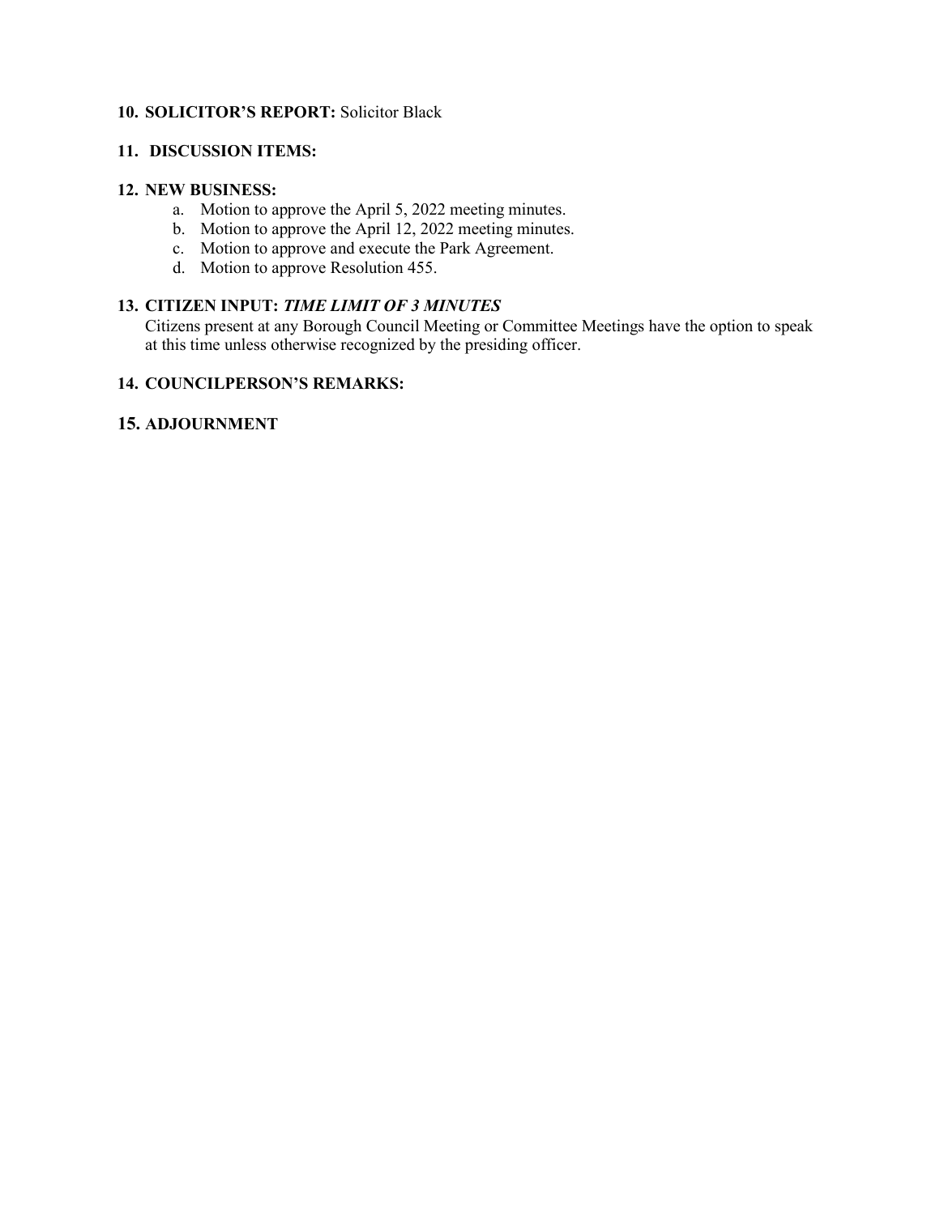**10. SOLICITOR'S REPORT:** Solicitor Black

**11. DISCUSSION ITEMS:**

**12. NEW BUSINESS:**

a. Motion to approve the April 5, 2022 meeting minutes.
b. Motion to approve the April 12, 2022 meeting minutes.
c. Motion to approve and execute the Park Agreement.
d. Motion to approve Resolution 455.

**13. CITIZEN INPUT:** ***TIME LIMIT OF 3 MINUTES***

Citizens present at any Borough Council Meeting or Committee Meetings have the option to speak at this time unless otherwise recognized by the presiding officer.

**14. COUNCILPERSON'S REMARKS:**

**15. ADJOURNMENT**